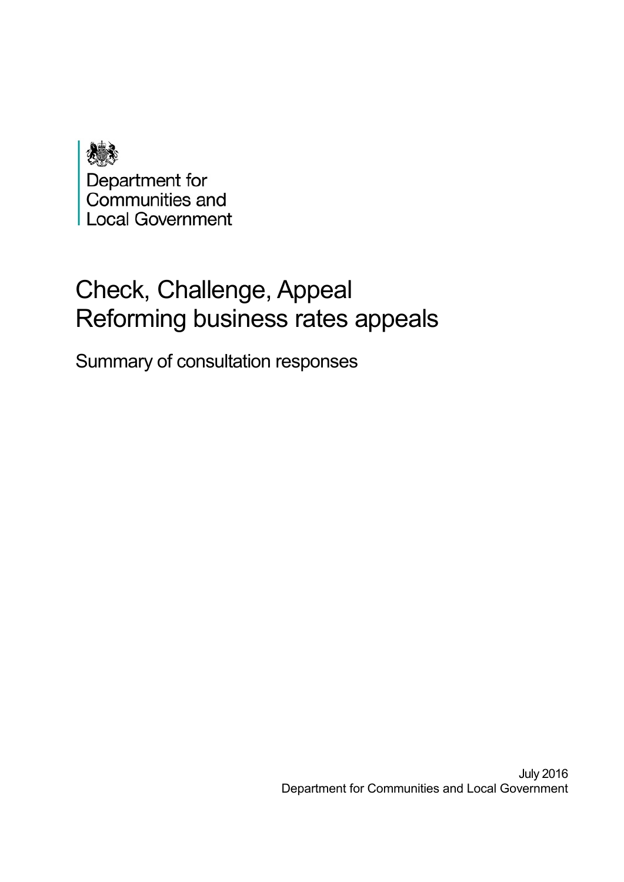Department for Communities and Local Government

# Check, Challenge, Appeal
# Reforming business rates appeals

## Summary of consultation responses

July 2016
Department for Communities and Local Government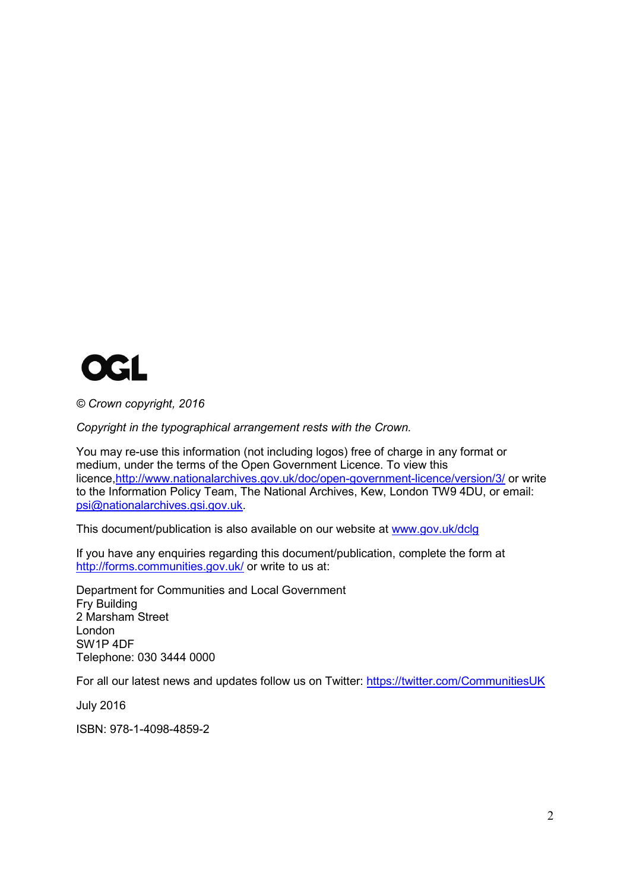OGL

*© Crown copyright, 2016*

*Copyright in the typographical arrangement rests with the Crown.*

You may re-use this information (not including logos) free of charge in any format or medium, under the terms of the Open Government Licence. To view this licence,http://www.nationalarchives.gov.uk/doc/open-government-licence/version/3/ or write to the Information Policy Team, The National Archives, Kew, London TW9 4DU, or email: psi@nationalarchives.gsi.gov.uk.

This document/publication is also available on our website at www.gov.uk/dclg

If you have any enquiries regarding this document/publication, complete the form at http://forms.communities.gov.uk/ or write to us at:

Department for Communities and Local Government
Fry Building
2 Marsham Street
London
SW1P 4DF
Telephone: 030 3444 0000

For all our latest news and updates follow us on Twitter: https://twitter.com/CommunitiesUK

July 2016

ISBN: 978-1-4098-4859-2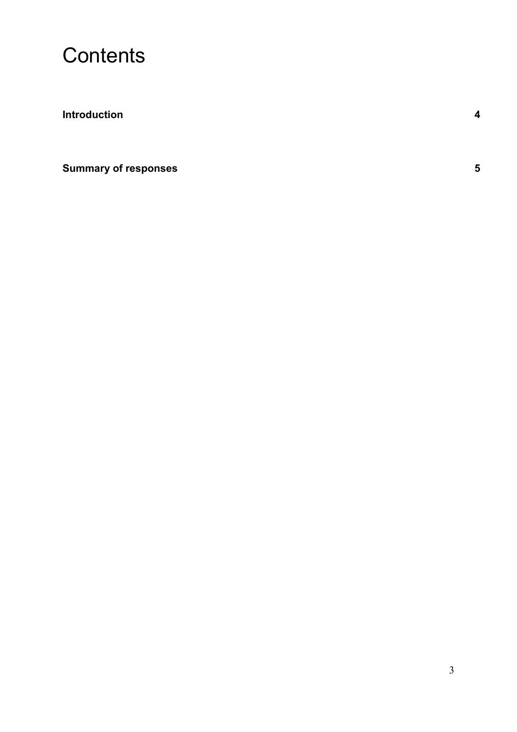# Contents

**Introduction** **4**

**Summary of responses** **5**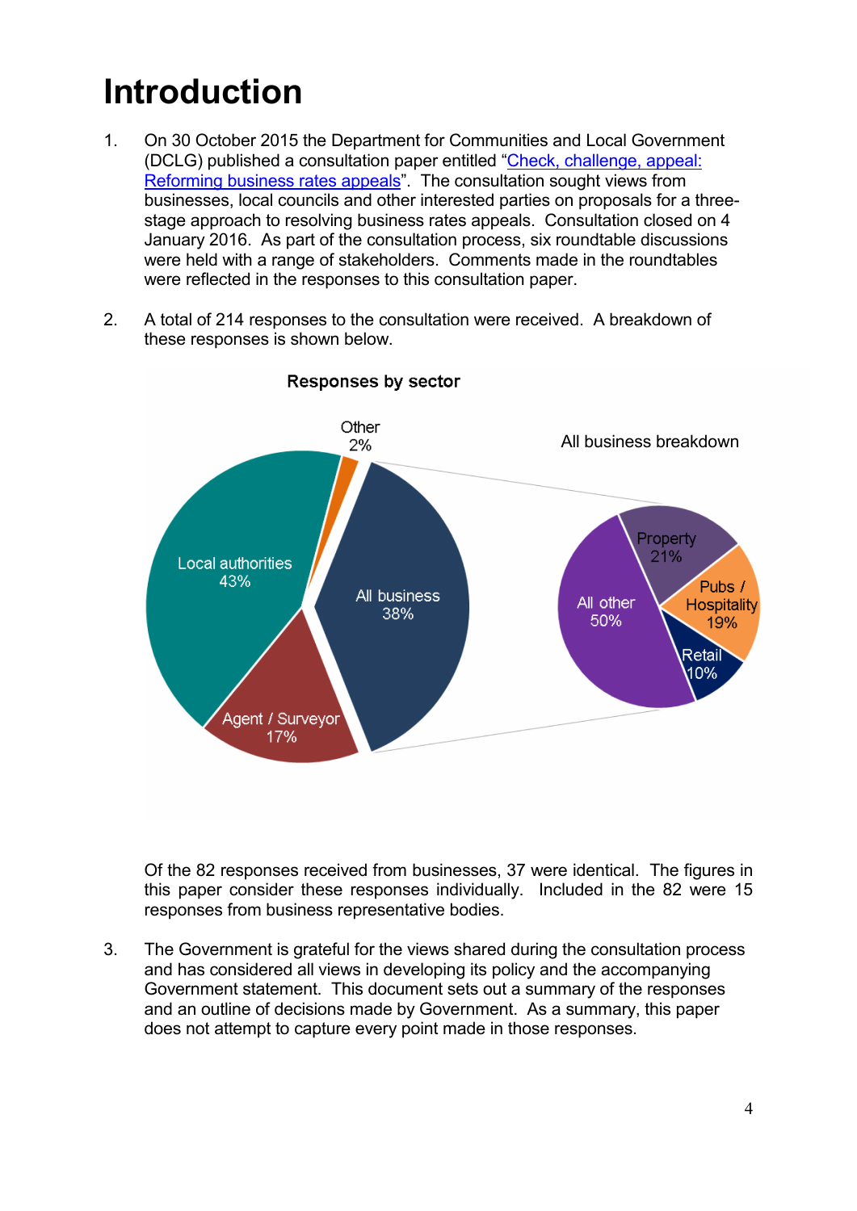# Introduction

1. On 30 October 2015 the Department for Communities and Local Government (DCLG) published a consultation paper entitled "Check, challenge, appeal: Reforming business rates appeals". The consultation sought views from businesses, local councils and other interested parties on proposals for a three-stage approach to resolving business rates appeals. Consultation closed on 4 January 2016. As part of the consultation process, six roundtable discussions were held with a range of stakeholders. Comments made in the roundtables were reflected in the responses to this consultation paper.

2. A total of 214 responses to the consultation were received. A breakdown of these responses is shown below.

**Responses by sector**

| Sector | Share |
| --- | --- |
| Local authorities | 43% |
| All business | 38% |
| Agent / Surveyor | 17% |
| Other | 2% |

**All business breakdown**

| Business type | Share |
| --- | --- |
| All other | 50% |
| Property | 21% |
| Pubs / Hospitality | 19% |
| Retail | 10% |

Of the 82 responses received from businesses, 37 were identical. The figures in this paper consider these responses individually. Included in the 82 were 15 responses from business representative bodies.

3. The Government is grateful for the views shared during the consultation process and has considered all views in developing its policy and the accompanying Government statement. This document sets out a summary of the responses and an outline of decisions made by Government. As a summary, this paper does not attempt to capture every point made in those responses.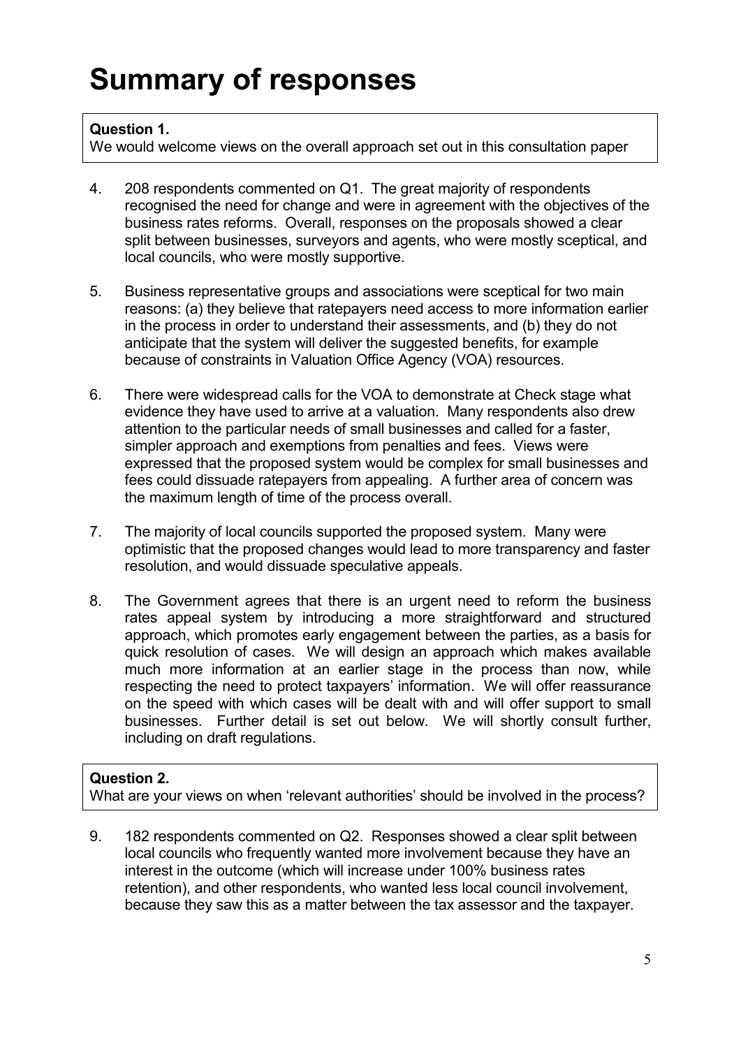# Summary of responses

**Question 1.**
We would welcome views on the overall approach set out in this consultation paper

4. 208 respondents commented on Q1. The great majority of respondents recognised the need for change and were in agreement with the objectives of the business rates reforms. Overall, responses on the proposals showed a clear split between businesses, surveyors and agents, who were mostly sceptical, and local councils, who were mostly supportive.

5. Business representative groups and associations were sceptical for two main reasons: (a) they believe that ratepayers need access to more information earlier in the process in order to understand their assessments, and (b) they do not anticipate that the system will deliver the suggested benefits, for example because of constraints in Valuation Office Agency (VOA) resources.

6. There were widespread calls for the VOA to demonstrate at Check stage what evidence they have used to arrive at a valuation. Many respondents also drew attention to the particular needs of small businesses and called for a faster, simpler approach and exemptions from penalties and fees. Views were expressed that the proposed system would be complex for small businesses and fees could dissuade ratepayers from appealing. A further area of concern was the maximum length of time of the process overall.

7. The majority of local councils supported the proposed system. Many were optimistic that the proposed changes would lead to more transparency and faster resolution, and would dissuade speculative appeals.

8. The Government agrees that there is an urgent need to reform the business rates appeal system by introducing a more straightforward and structured approach, which promotes early engagement between the parties, as a basis for quick resolution of cases. We will design an approach which makes available much more information at an earlier stage in the process than now, while respecting the need to protect taxpayers' information. We will offer reassurance on the speed with which cases will be dealt with and will offer support to small businesses. Further detail is set out below. We will shortly consult further, including on draft regulations.

**Question 2.**
What are your views on when 'relevant authorities' should be involved in the process?

9. 182 respondents commented on Q2. Responses showed a clear split between local councils who frequently wanted more involvement because they have an interest in the outcome (which will increase under 100% business rates retention), and other respondents, who wanted less local council involvement, because they saw this as a matter between the tax assessor and the taxpayer.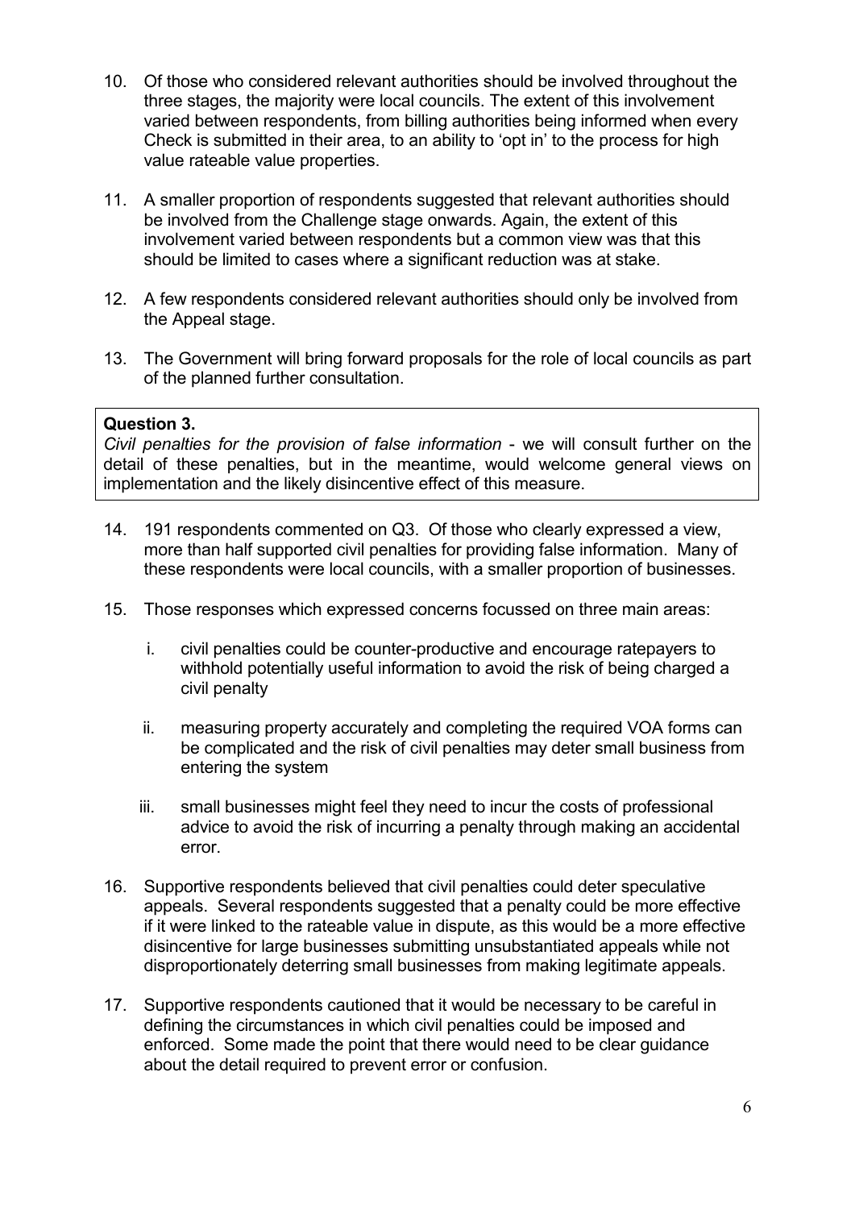10. Of those who considered relevant authorities should be involved throughout the three stages, the majority were local councils. The extent of this involvement varied between respondents, from billing authorities being informed when every Check is submitted in their area, to an ability to 'opt in' to the process for high value rateable value properties.

11. A smaller proportion of respondents suggested that relevant authorities should be involved from the Challenge stage onwards. Again, the extent of this involvement varied between respondents but a common view was that this should be limited to cases where a significant reduction was at stake.

12. A few respondents considered relevant authorities should only be involved from the Appeal stage.

13. The Government will bring forward proposals for the role of local councils as part of the planned further consultation.

**Question 3.**
*Civil penalties for the provision of false information* - we will consult further on the detail of these penalties, but in the meantime, would welcome general views on implementation and the likely disincentive effect of this measure.

14. 191 respondents commented on Q3. Of those who clearly expressed a view, more than half supported civil penalties for providing false information. Many of these respondents were local councils, with a smaller proportion of businesses.

15. Those responses which expressed concerns focussed on three main areas:

    i. civil penalties could be counter-productive and encourage ratepayers to withhold potentially useful information to avoid the risk of being charged a civil penalty

    ii. measuring property accurately and completing the required VOA forms can be complicated and the risk of civil penalties may deter small business from entering the system

    iii. small businesses might feel they need to incur the costs of professional advice to avoid the risk of incurring a penalty through making an accidental error.

16. Supportive respondents believed that civil penalties could deter speculative appeals. Several respondents suggested that a penalty could be more effective if it were linked to the rateable value in dispute, as this would be a more effective disincentive for large businesses submitting unsubstantiated appeals while not disproportionately deterring small businesses from making legitimate appeals.

17. Supportive respondents cautioned that it would be necessary to be careful in defining the circumstances in which civil penalties could be imposed and enforced. Some made the point that there would need to be clear guidance about the detail required to prevent error or confusion.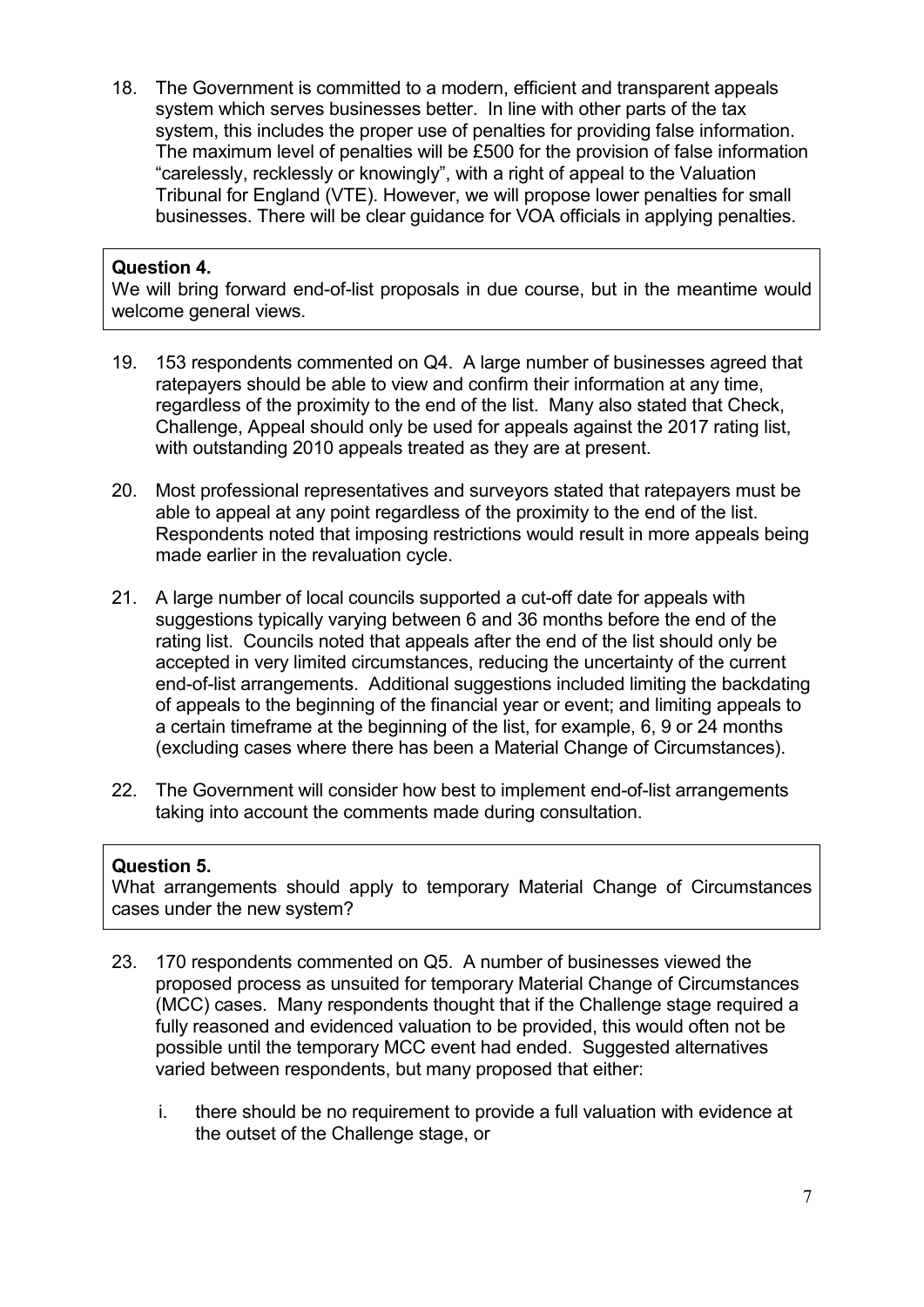18. The Government is committed to a modern, efficient and transparent appeals system which serves businesses better. In line with other parts of the tax system, this includes the proper use of penalties for providing false information. The maximum level of penalties will be £500 for the provision of false information "carelessly, recklessly or knowingly", with a right of appeal to the Valuation Tribunal for England (VTE). However, we will propose lower penalties for small businesses. There will be clear guidance for VOA officials in applying penalties.

**Question 4.**
We will bring forward end-of-list proposals in due course, but in the meantime would welcome general views.

19. 153 respondents commented on Q4. A large number of businesses agreed that ratepayers should be able to view and confirm their information at any time, regardless of the proximity to the end of the list. Many also stated that Check, Challenge, Appeal should only be used for appeals against the 2017 rating list, with outstanding 2010 appeals treated as they are at present.

20. Most professional representatives and surveyors stated that ratepayers must be able to appeal at any point regardless of the proximity to the end of the list. Respondents noted that imposing restrictions would result in more appeals being made earlier in the revaluation cycle.

21. A large number of local councils supported a cut-off date for appeals with suggestions typically varying between 6 and 36 months before the end of the rating list. Councils noted that appeals after the end of the list should only be accepted in very limited circumstances, reducing the uncertainty of the current end-of-list arrangements. Additional suggestions included limiting the backdating of appeals to the beginning of the financial year or event; and limiting appeals to a certain timeframe at the beginning of the list, for example, 6, 9 or 24 months (excluding cases where there has been a Material Change of Circumstances).

22. The Government will consider how best to implement end-of-list arrangements taking into account the comments made during consultation.

**Question 5.**
What arrangements should apply to temporary Material Change of Circumstances cases under the new system?

23. 170 respondents commented on Q5. A number of businesses viewed the proposed process as unsuited for temporary Material Change of Circumstances (MCC) cases. Many respondents thought that if the Challenge stage required a fully reasoned and evidenced valuation to be provided, this would often not be possible until the temporary MCC event had ended. Suggested alternatives varied between respondents, but many proposed that either:

    i. there should be no requirement to provide a full valuation with evidence at the outset of the Challenge stage, or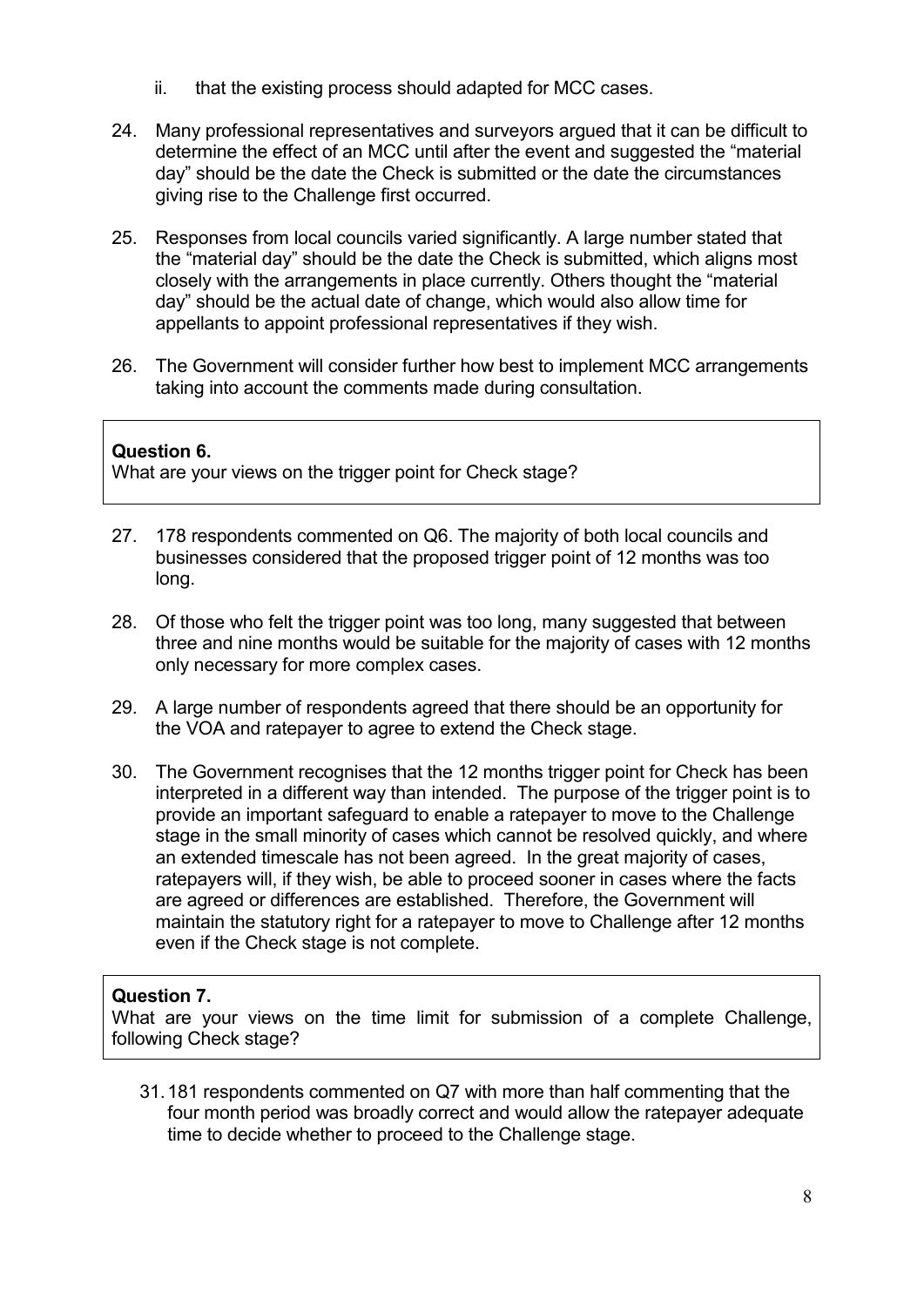ii. that the existing process should adapted for MCC cases.

24. Many professional representatives and surveyors argued that it can be difficult to determine the effect of an MCC until after the event and suggested the "material day" should be the date the Check is submitted or the date the circumstances giving rise to the Challenge first occurred.

25. Responses from local councils varied significantly. A large number stated that the "material day" should be the date the Check is submitted, which aligns most closely with the arrangements in place currently. Others thought the "material day" should be the actual date of change, which would also allow time for appellants to appoint professional representatives if they wish.

26. The Government will consider further how best to implement MCC arrangements taking into account the comments made during consultation.

**Question 6.**
What are your views on the trigger point for Check stage?

27. 178 respondents commented on Q6. The majority of both local councils and businesses considered that the proposed trigger point of 12 months was too long.

28. Of those who felt the trigger point was too long, many suggested that between three and nine months would be suitable for the majority of cases with 12 months only necessary for more complex cases.

29. A large number of respondents agreed that there should be an opportunity for the VOA and ratepayer to agree to extend the Check stage.

30. The Government recognises that the 12 months trigger point for Check has been interpreted in a different way than intended. The purpose of the trigger point is to provide an important safeguard to enable a ratepayer to move to the Challenge stage in the small minority of cases which cannot be resolved quickly, and where an extended timescale has not been agreed. In the great majority of cases, ratepayers will, if they wish, be able to proceed sooner in cases where the facts are agreed or differences are established. Therefore, the Government will maintain the statutory right for a ratepayer to move to Challenge after 12 months even if the Check stage is not complete.

**Question 7.**
What are your views on the time limit for submission of a complete Challenge, following Check stage?

31. 181 respondents commented on Q7 with more than half commenting that the four month period was broadly correct and would allow the ratepayer adequate time to decide whether to proceed to the Challenge stage.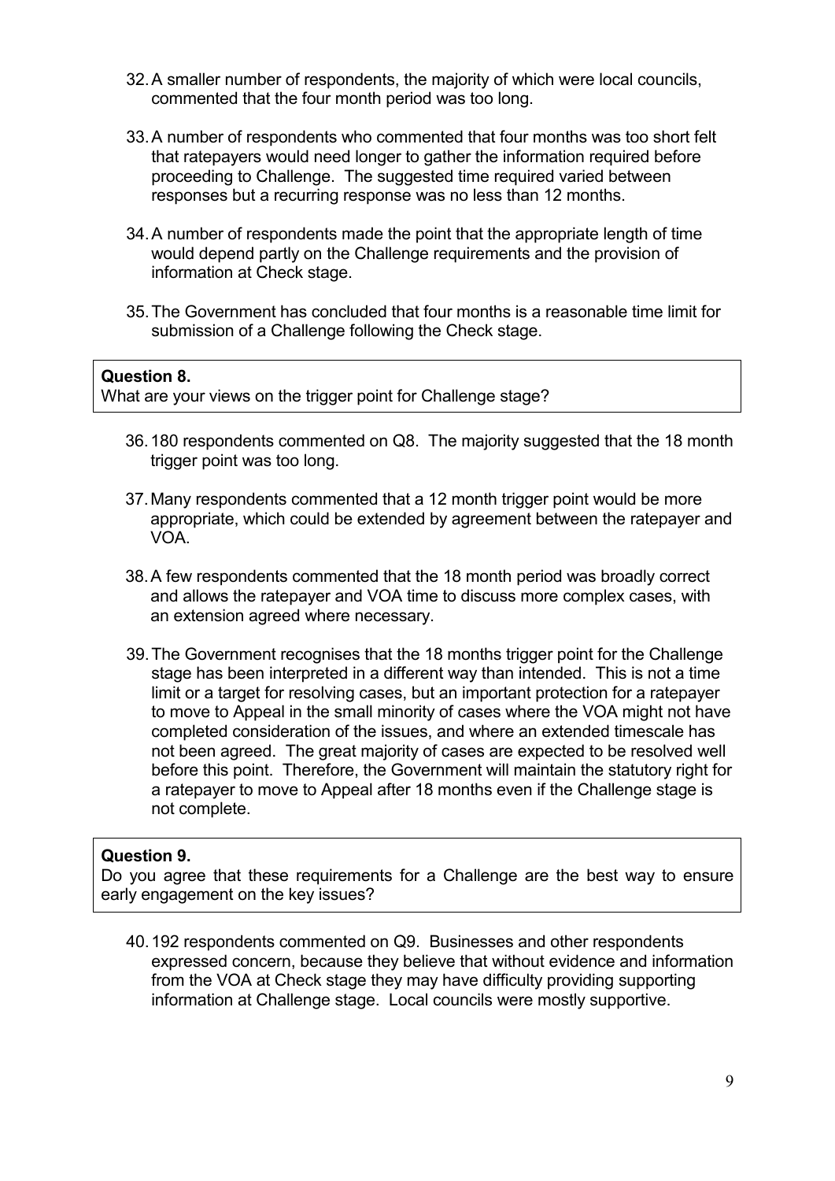32. A smaller number of respondents, the majority of which were local councils, commented that the four month period was too long.

33. A number of respondents who commented that four months was too short felt that ratepayers would need longer to gather the information required before proceeding to Challenge. The suggested time required varied between responses but a recurring response was no less than 12 months.

34. A number of respondents made the point that the appropriate length of time would depend partly on the Challenge requirements and the provision of information at Check stage.

35. The Government has concluded that four months is a reasonable time limit for submission of a Challenge following the Check stage.

**Question 8.**
What are your views on the trigger point for Challenge stage?

36. 180 respondents commented on Q8. The majority suggested that the 18 month trigger point was too long.

37. Many respondents commented that a 12 month trigger point would be more appropriate, which could be extended by agreement between the ratepayer and VOA.

38. A few respondents commented that the 18 month period was broadly correct and allows the ratepayer and VOA time to discuss more complex cases, with an extension agreed where necessary.

39. The Government recognises that the 18 months trigger point for the Challenge stage has been interpreted in a different way than intended. This is not a time limit or a target for resolving cases, but an important protection for a ratepayer to move to Appeal in the small minority of cases where the VOA might not have completed consideration of the issues, and where an extended timescale has not been agreed. The great majority of cases are expected to be resolved well before this point. Therefore, the Government will maintain the statutory right for a ratepayer to move to Appeal after 18 months even if the Challenge stage is not complete.

**Question 9.**
Do you agree that these requirements for a Challenge are the best way to ensure early engagement on the key issues?

40. 192 respondents commented on Q9. Businesses and other respondents expressed concern, because they believe that without evidence and information from the VOA at Check stage they may have difficulty providing supporting information at Challenge stage. Local councils were mostly supportive.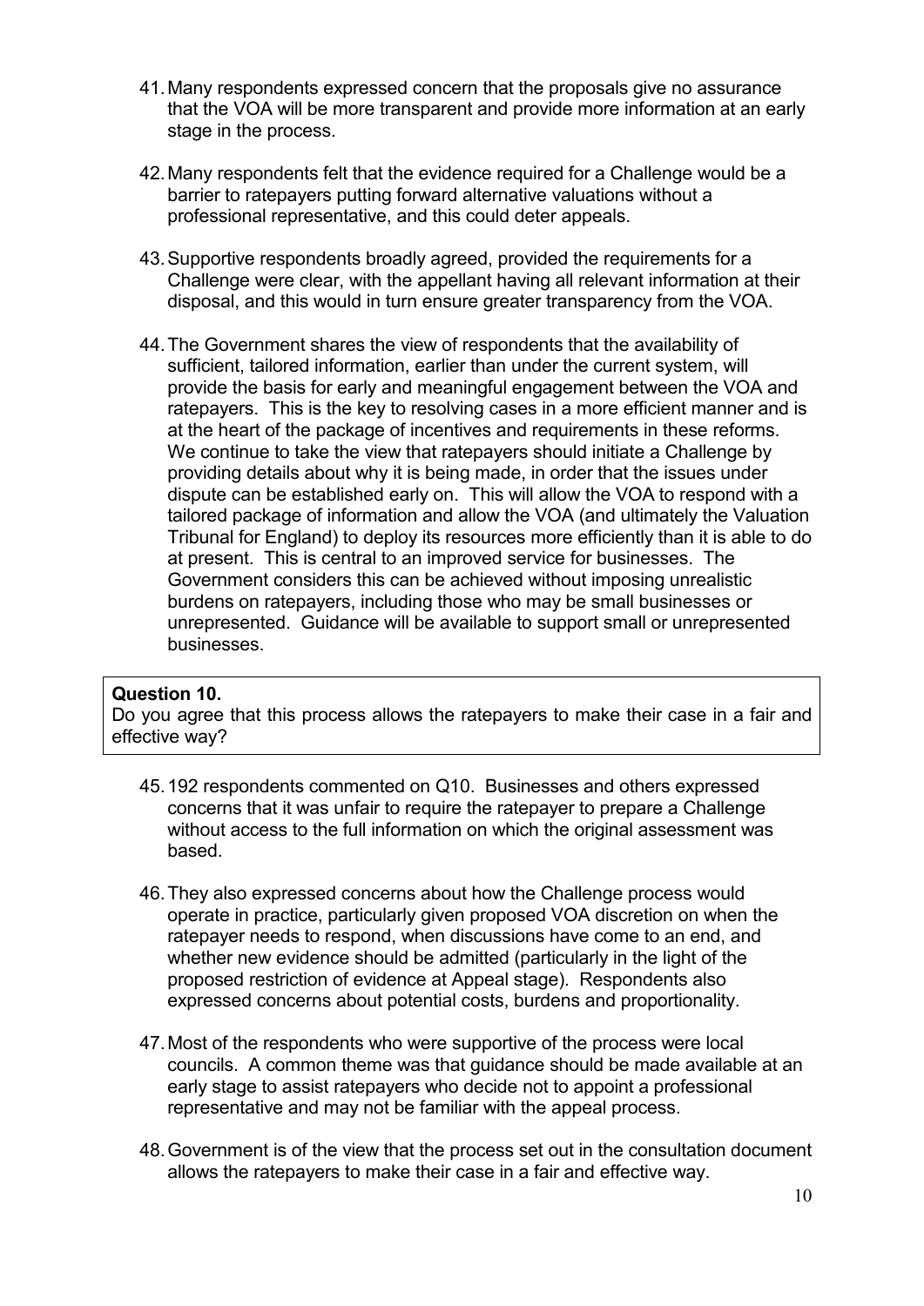41. Many respondents expressed concern that the proposals give no assurance that the VOA will be more transparent and provide more information at an early stage in the process.

42. Many respondents felt that the evidence required for a Challenge would be a barrier to ratepayers putting forward alternative valuations without a professional representative, and this could deter appeals.

43. Supportive respondents broadly agreed, provided the requirements for a Challenge were clear, with the appellant having all relevant information at their disposal, and this would in turn ensure greater transparency from the VOA.

44. The Government shares the view of respondents that the availability of sufficient, tailored information, earlier than under the current system, will provide the basis for early and meaningful engagement between the VOA and ratepayers. This is the key to resolving cases in a more efficient manner and is at the heart of the package of incentives and requirements in these reforms. We continue to take the view that ratepayers should initiate a Challenge by providing details about why it is being made, in order that the issues under dispute can be established early on. This will allow the VOA to respond with a tailored package of information and allow the VOA (and ultimately the Valuation Tribunal for England) to deploy its resources more efficiently than it is able to do at present. This is central to an improved service for businesses. The Government considers this can be achieved without imposing unrealistic burdens on ratepayers, including those who may be small businesses or unrepresented. Guidance will be available to support small or unrepresented businesses.

**Question 10.**
Do you agree that this process allows the ratepayers to make their case in a fair and effective way?

45. 192 respondents commented on Q10. Businesses and others expressed concerns that it was unfair to require the ratepayer to prepare a Challenge without access to the full information on which the original assessment was based.

46. They also expressed concerns about how the Challenge process would operate in practice, particularly given proposed VOA discretion on when the ratepayer needs to respond, when discussions have come to an end, and whether new evidence should be admitted (particularly in the light of the proposed restriction of evidence at Appeal stage). Respondents also expressed concerns about potential costs, burdens and proportionality.

47. Most of the respondents who were supportive of the process were local councils. A common theme was that guidance should be made available at an early stage to assist ratepayers who decide not to appoint a professional representative and may not be familiar with the appeal process.

48. Government is of the view that the process set out in the consultation document allows the ratepayers to make their case in a fair and effective way.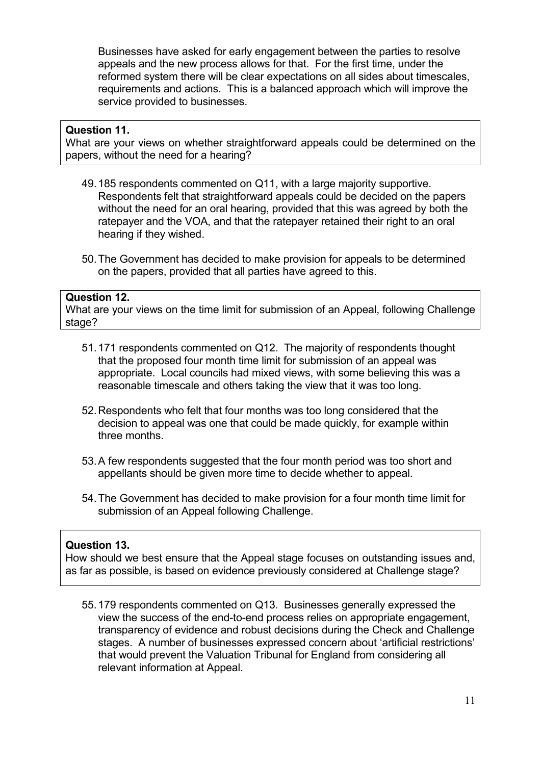Businesses have asked for early engagement between the parties to resolve appeals and the new process allows for that. For the first time, under the reformed system there will be clear expectations on all sides about timescales, requirements and actions. This is a balanced approach which will improve the service provided to businesses.

**Question 11.**
What are your views on whether straightforward appeals could be determined on the papers, without the need for a hearing?

49. 185 respondents commented on Q11, with a large majority supportive. Respondents felt that straightforward appeals could be decided on the papers without the need for an oral hearing, provided that this was agreed by both the ratepayer and the VOA, and that the ratepayer retained their right to an oral hearing if they wished.

50. The Government has decided to make provision for appeals to be determined on the papers, provided that all parties have agreed to this.

**Question 12.**
What are your views on the time limit for submission of an Appeal, following Challenge stage?

51. 171 respondents commented on Q12. The majority of respondents thought that the proposed four month time limit for submission of an appeal was appropriate. Local councils had mixed views, with some believing this was a reasonable timescale and others taking the view that it was too long.

52. Respondents who felt that four months was too long considered that the decision to appeal was one that could be made quickly, for example within three months.

53. A few respondents suggested that the four month period was too short and appellants should be given more time to decide whether to appeal.

54. The Government has decided to make provision for a four month time limit for submission of an Appeal following Challenge.

**Question 13.**
How should we best ensure that the Appeal stage focuses on outstanding issues and, as far as possible, is based on evidence previously considered at Challenge stage?

55. 179 respondents commented on Q13. Businesses generally expressed the view the success of the end-to-end process relies on appropriate engagement, transparency of evidence and robust decisions during the Check and Challenge stages. A number of businesses expressed concern about 'artificial restrictions' that would prevent the Valuation Tribunal for England from considering all relevant information at Appeal.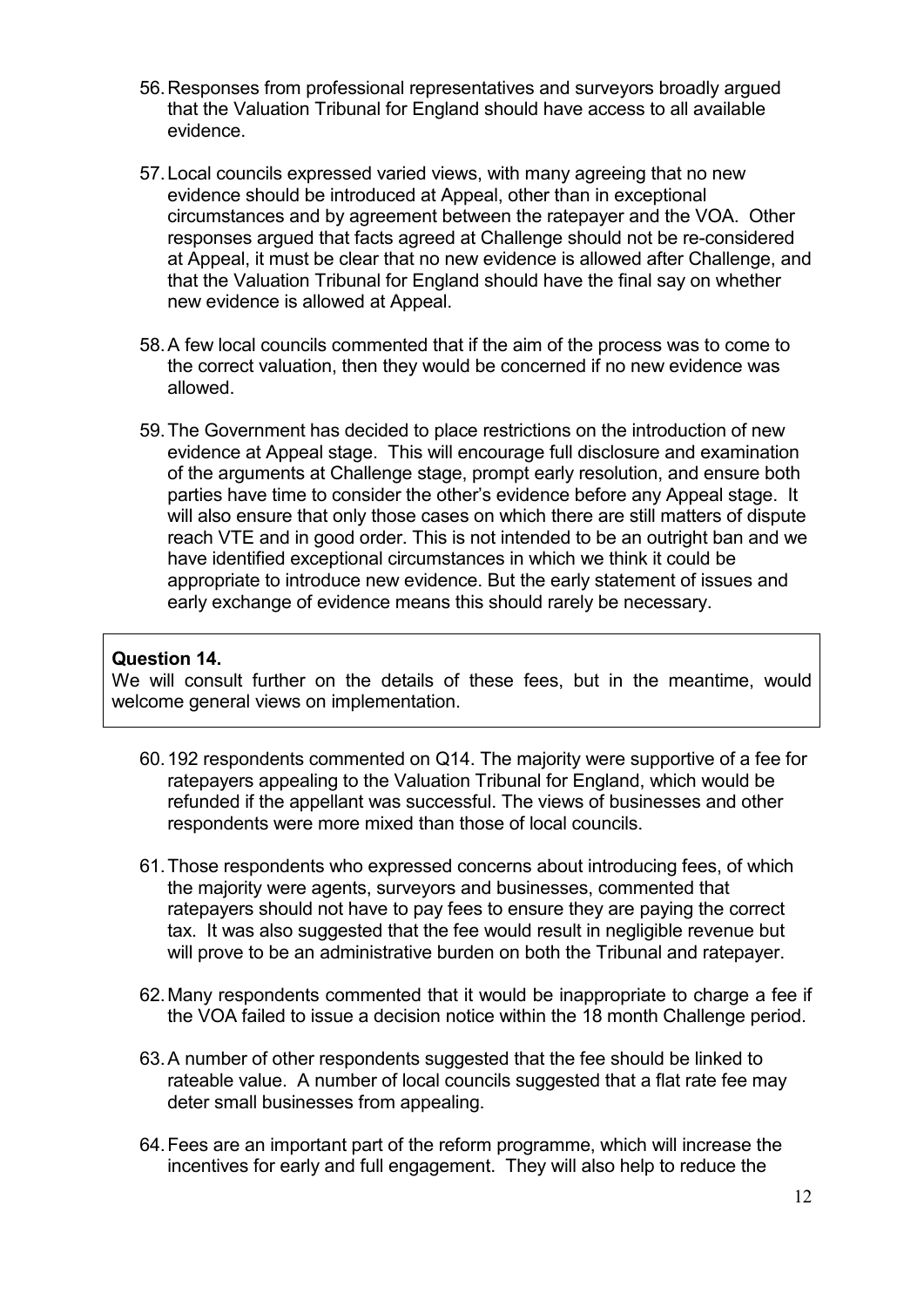56. Responses from professional representatives and surveyors broadly argued that the Valuation Tribunal for England should have access to all available evidence.

57. Local councils expressed varied views, with many agreeing that no new evidence should be introduced at Appeal, other than in exceptional circumstances and by agreement between the ratepayer and the VOA. Other responses argued that facts agreed at Challenge should not be re-considered at Appeal, it must be clear that no new evidence is allowed after Challenge, and that the Valuation Tribunal for England should have the final say on whether new evidence is allowed at Appeal.

58. A few local councils commented that if the aim of the process was to come to the correct valuation, then they would be concerned if no new evidence was allowed.

59. The Government has decided to place restrictions on the introduction of new evidence at Appeal stage. This will encourage full disclosure and examination of the arguments at Challenge stage, prompt early resolution, and ensure both parties have time to consider the other's evidence before any Appeal stage. It will also ensure that only those cases on which there are still matters of dispute reach VTE and in good order. This is not intended to be an outright ban and we have identified exceptional circumstances in which we think it could be appropriate to introduce new evidence. But the early statement of issues and early exchange of evidence means this should rarely be necessary.

**Question 14.**
We will consult further on the details of these fees, but in the meantime, would welcome general views on implementation.

60. 192 respondents commented on Q14. The majority were supportive of a fee for ratepayers appealing to the Valuation Tribunal for England, which would be refunded if the appellant was successful. The views of businesses and other respondents were more mixed than those of local councils.

61. Those respondents who expressed concerns about introducing fees, of which the majority were agents, surveyors and businesses, commented that ratepayers should not have to pay fees to ensure they are paying the correct tax. It was also suggested that the fee would result in negligible revenue but will prove to be an administrative burden on both the Tribunal and ratepayer.

62. Many respondents commented that it would be inappropriate to charge a fee if the VOA failed to issue a decision notice within the 18 month Challenge period.

63. A number of other respondents suggested that the fee should be linked to rateable value. A number of local councils suggested that a flat rate fee may deter small businesses from appealing.

64. Fees are an important part of the reform programme, which will increase the incentives for early and full engagement. They will also help to reduce the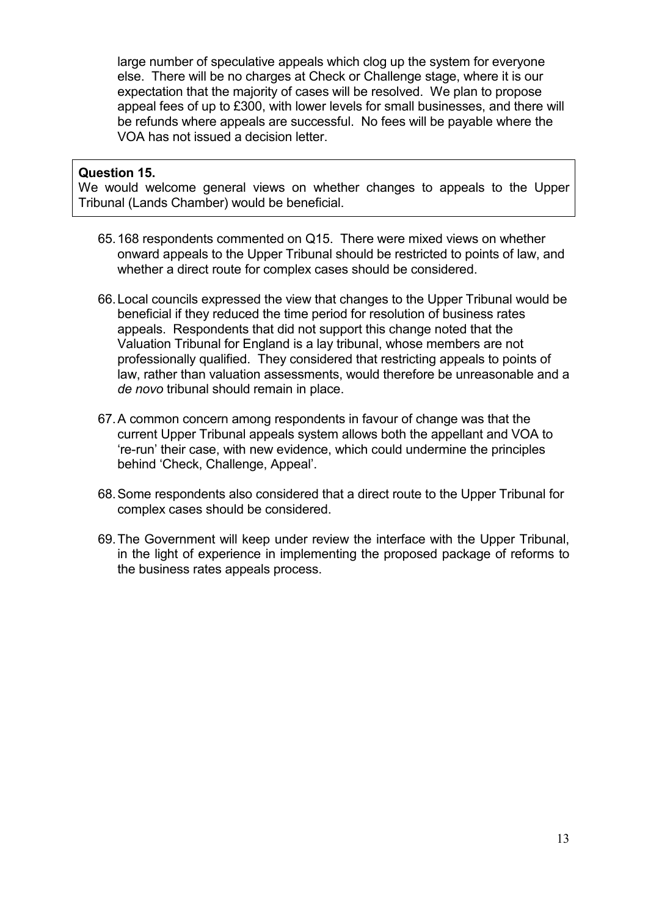large number of speculative appeals which clog up the system for everyone else. There will be no charges at Check or Challenge stage, where it is our expectation that the majority of cases will be resolved. We plan to propose appeal fees of up to £300, with lower levels for small businesses, and there will be refunds where appeals are successful. No fees will be payable where the VOA has not issued a decision letter.

**Question 15.**
We would welcome general views on whether changes to appeals to the Upper Tribunal (Lands Chamber) would be beneficial.

65. 168 respondents commented on Q15. There were mixed views on whether onward appeals to the Upper Tribunal should be restricted to points of law, and whether a direct route for complex cases should be considered.

66. Local councils expressed the view that changes to the Upper Tribunal would be beneficial if they reduced the time period for resolution of business rates appeals. Respondents that did not support this change noted that the Valuation Tribunal for England is a lay tribunal, whose members are not professionally qualified. They considered that restricting appeals to points of law, rather than valuation assessments, would therefore be unreasonable and a *de novo* tribunal should remain in place.

67. A common concern among respondents in favour of change was that the current Upper Tribunal appeals system allows both the appellant and VOA to 're-run' their case, with new evidence, which could undermine the principles behind 'Check, Challenge, Appeal'.

68. Some respondents also considered that a direct route to the Upper Tribunal for complex cases should be considered.

69. The Government will keep under review the interface with the Upper Tribunal, in the light of experience in implementing the proposed package of reforms to the business rates appeals process.